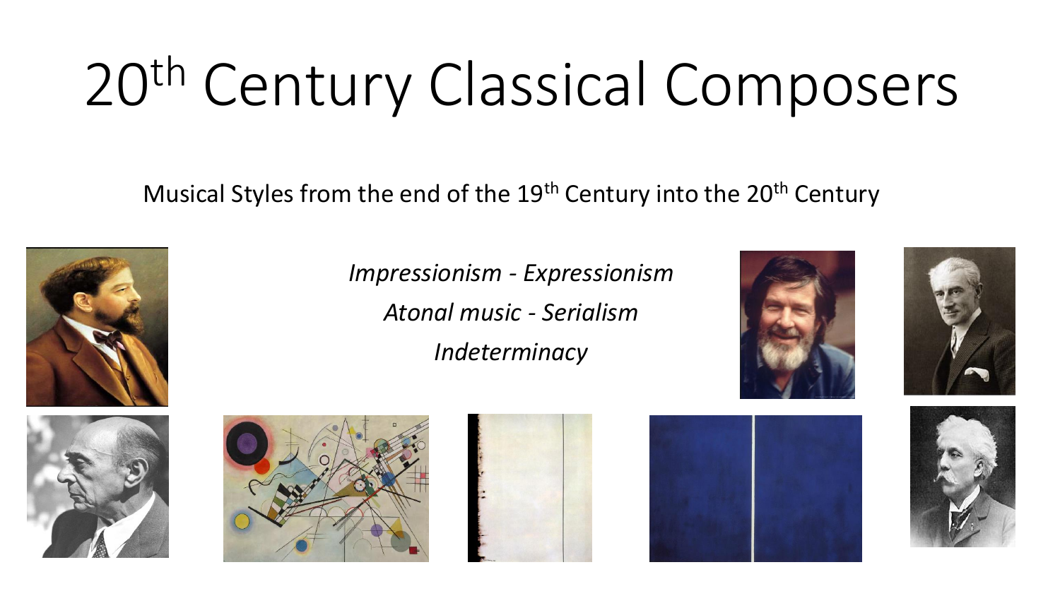# 20th Century Classical Composers

Musical Styles from the end of the 19th Century into the 20th Century

*Impressionism - Expressionism*

*Atonal music - Serialism*

*Indeterminacy*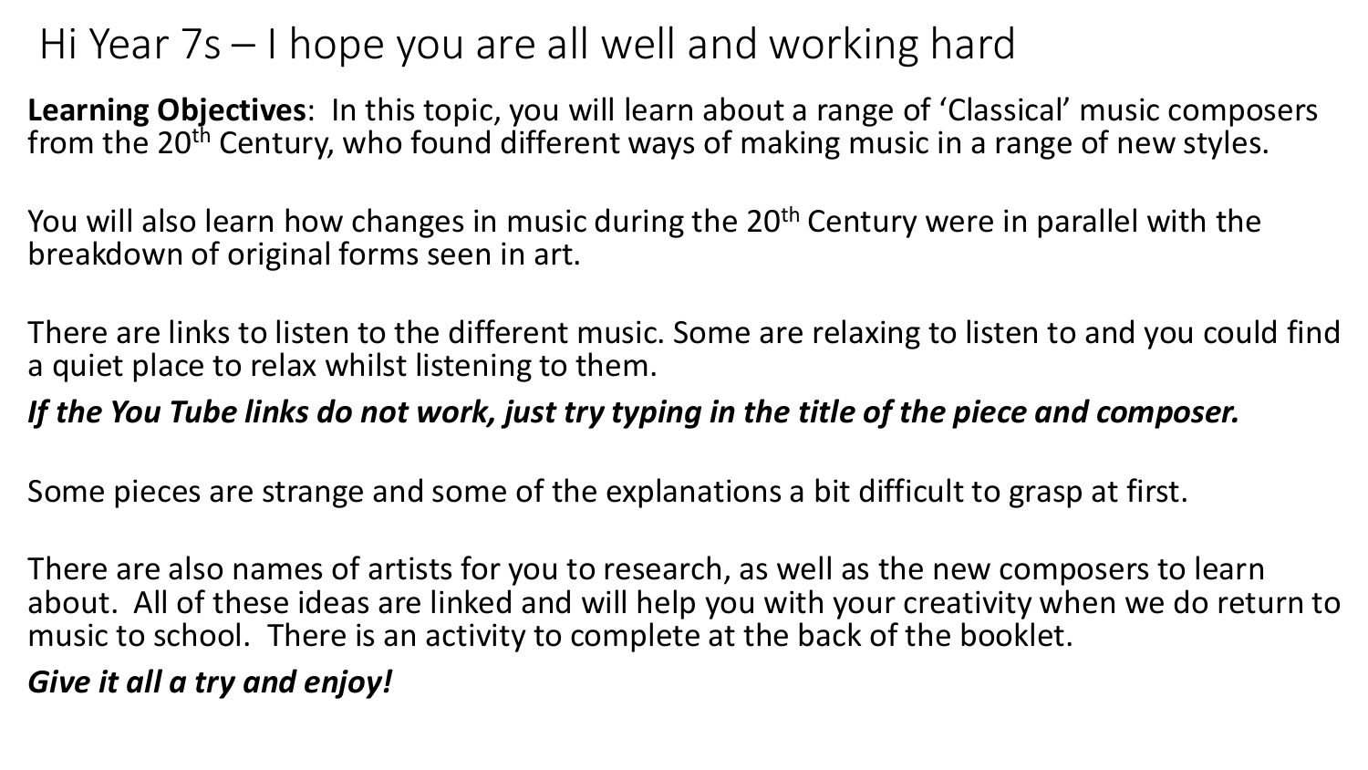# Hi Year 7s – I hope you are all well and working hard

**Learning Objectives**: In this topic, you will learn about a range of 'Classical' music composers from the 20th Century, who found different ways of making music in a range of new styles.

You will also learn how changes in music during the 20th Century were in parallel with the breakdown of original forms seen in art.

There are links to listen to the different music. Some are relaxing to listen to and you could find a quiet place to relax whilst listening to them.

***If the You Tube links do not work, just try typing in the title of the piece and composer.***

Some pieces are strange and some of the explanations a bit difficult to grasp at first.

There are also names of artists for you to research, as well as the new composers to learn about. All of these ideas are linked and will help you with your creativity when we do return to music to school. There is an activity to complete at the back of the booklet.

***Give it all a try and enjoy!***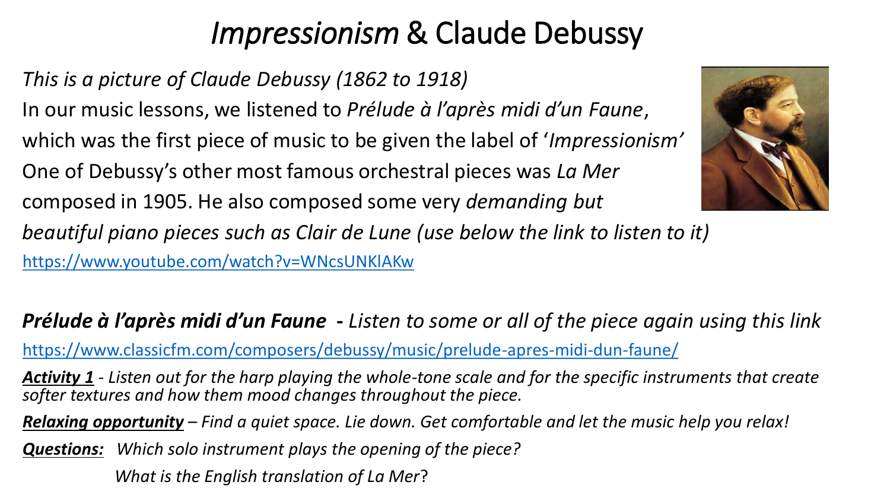# *Impressionism* & Claude Debussy

*This is a picture of Claude Debussy (1862 to 1918)*

In our music lessons, we listened to *Prélude à l'après midi d'un Faune*, which was the first piece of music to be given the label of '*Impressionism'* One of Debussy's other most famous orchestral pieces was *La Mer* composed in 1905. He also composed some very *demanding but beautiful piano pieces such as Clair de Lune (use below the link to listen to it)*

https://www.youtube.com/watch?v=WNcsUNKlAKw

***Prélude à l'après midi d'un Faune*** **-** *Listen to some or all of the piece again using this link*

https://www.classicfm.com/composers/debussy/music/prelude-apres-midi-dun-faune/

***Activity 1*** *- Listen out for the harp playing the whole-tone scale and for the specific instruments that create softer textures and how them mood changes throughout the piece.*

***Relaxing opportunity*** *– Find a quiet space. Lie down. Get comfortable and let the music help you relax!*

***Questions:*** *Which solo instrument plays the opening of the piece?*

*What is the English translation of La Mer*?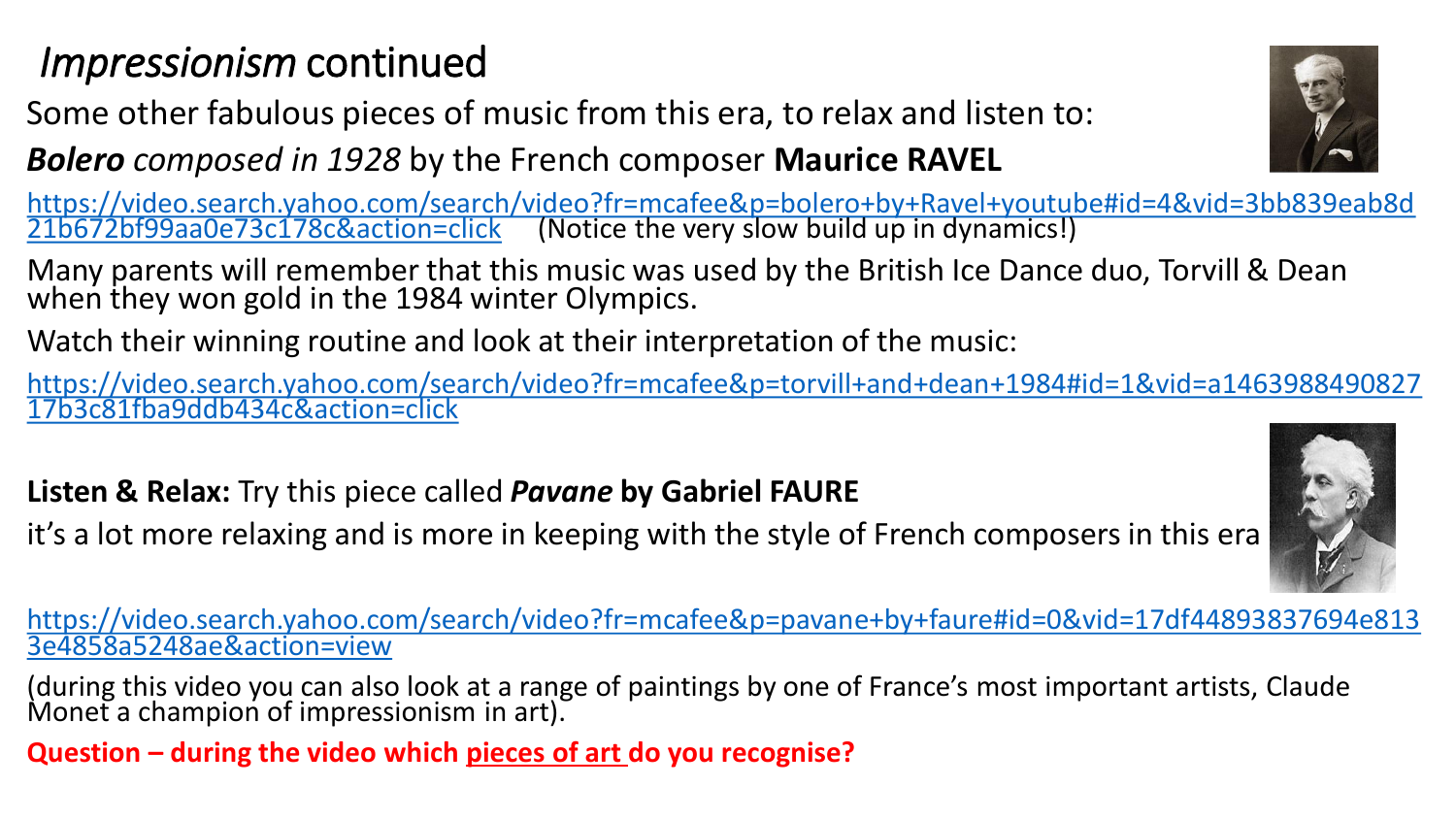# *Impressionism* continued

Some other fabulous pieces of music from this era, to relax and listen to:

***Bolero*** *composed in 1928* by the French composer **Maurice RAVEL**

https://video.search.yahoo.com/search/video?fr=mcafee&p=bolero+by+Ravel+youtube#id=4&vid=3bb839eab8d21b672bf99aa0e73c178c&action=click (Notice the very slow build up in dynamics!)

Many parents will remember that this music was used by the British Ice Dance duo, Torvill & Dean when they won gold in the 1984 winter Olympics.

Watch their winning routine and look at their interpretation of the music:

https://video.search.yahoo.com/search/video?fr=mcafee&p=torvill+and+dean+1984#id=1&vid=a146398849082717b3c81fba9ddb434c&action=click

**Listen & Relax:** Try this piece called ***Pavane*** **by Gabriel FAURE**

it's a lot more relaxing and is more in keeping with the style of French composers in this era

https://video.search.yahoo.com/search/video?fr=mcafee&p=pavane+by+faure#id=0&vid=17df44893837694e8133e4858a5248ae&action=view

(during this video you can also look at a range of paintings by one of France's most important artists, Claude Monet a champion of impressionism in art).

**Question – during the video which pieces of art do you recognise?**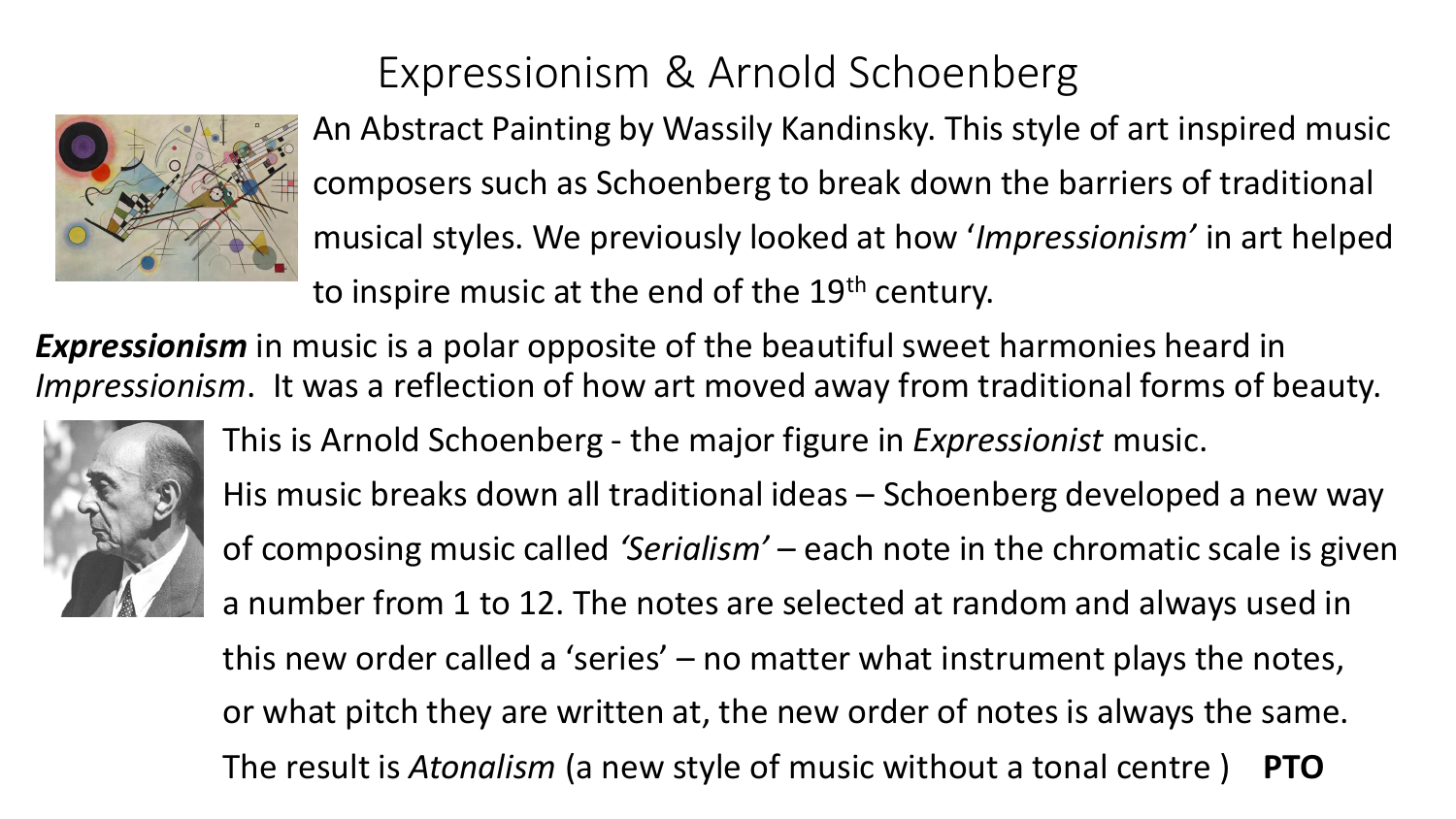# Expressionism & Arnold Schoenberg

An Abstract Painting by Wassily Kandinsky. This style of art inspired music composers such as Schoenberg to break down the barriers of traditional musical styles. We previously looked at how '*Impressionism'* in art helped to inspire music at the end of the 19th century.

***Expressionism*** in music is a polar opposite of the beautiful sweet harmonies heard in *Impressionism*. It was a reflection of how art moved away from traditional forms of beauty.

This is Arnold Schoenberg - the major figure in *Expressionist* music. His music breaks down all traditional ideas – Schoenberg developed a new way of composing music called *'Serialism'* – each note in the chromatic scale is given a number from 1 to 12. The notes are selected at random and always used in this new order called a 'series' – no matter what instrument plays the notes, or what pitch they are written at, the new order of notes is always the same. The result is *Atonalism* (a new style of music without a tonal centre ) **PTO**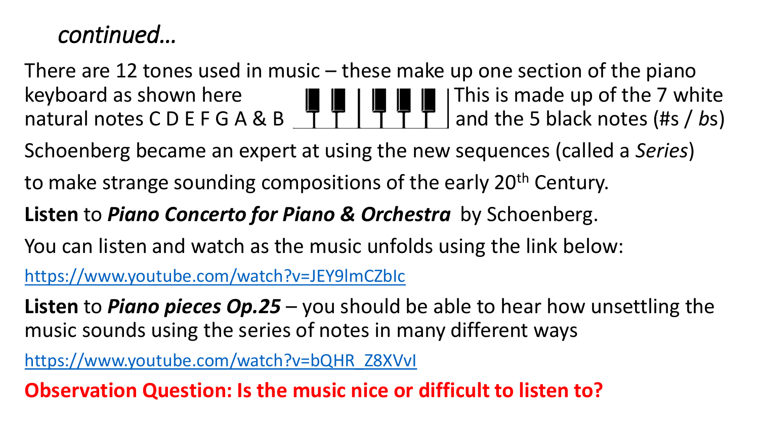*continued…*

There are 12 tones used in music – these make up one section of the piano keyboard as shown here. This is made up of the 7 white natural notes C D E F G A & B and the 5 black notes (#s / *b*s)

Schoenberg became an expert at using the new sequences (called a *Series*) to make strange sounding compositions of the early 20th Century.

**Listen** to ***Piano Concerto for Piano & Orchestra*** by Schoenberg.

You can listen and watch as the music unfolds using the link below:

https://www.youtube.com/watch?v=JEY9lmCZbIc

**Listen** to ***Piano pieces Op.25*** – you should be able to hear how unsettling the music sounds using the series of notes in many different ways

https://www.youtube.com/watch?v=bQHR_Z8XVvI

**Observation Question: Is the music nice or difficult to listen to?**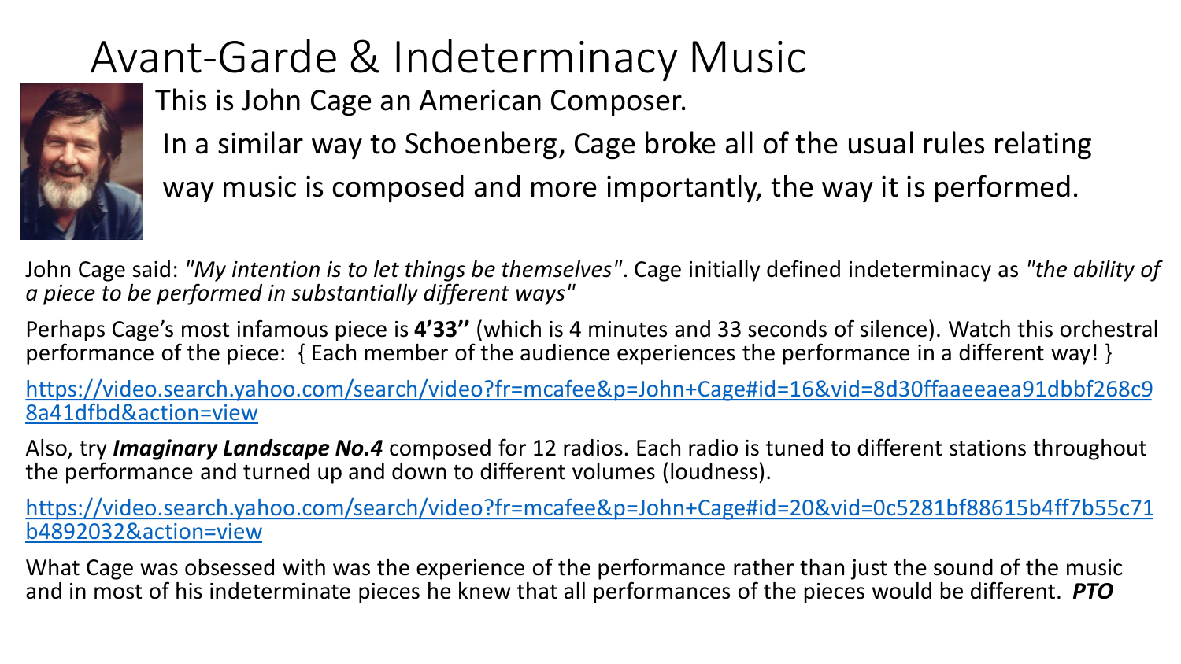# Avant-Garde & Indeterminacy Music

This is John Cage an American Composer.

In a similar way to Schoenberg, Cage broke all of the usual rules relating way music is composed and more importantly, the way it is performed.

John Cage said: *"My intention is to let things be themselves"*. Cage initially defined indeterminacy as *"the ability of a piece to be performed in substantially different ways"*

Perhaps Cage's most infamous piece is **4'33''** (which is 4 minutes and 33 seconds of silence). Watch this orchestral performance of the piece: { Each member of the audience experiences the performance in a different way! }

[https://video.search.yahoo.com/search/video?fr=mcafee&p=John+Cage#id=16&vid=8d30ffaaeeaea91dbbf268c98a41dfbd&action=view](https://video.search.yahoo.com/search/video?fr=mcafee&p=John+Cage#id=16&vid=8d30ffaaeeaea91dbbf268c98a41dfbd&action=view)

Also, try ***Imaginary Landscape No.4*** composed for 12 radios. Each radio is tuned to different stations throughout the performance and turned up and down to different volumes (loudness).

[https://video.search.yahoo.com/search/video?fr=mcafee&p=John+Cage#id=20&vid=0c5281bf88615b4ff7b55c71b4892032&action=view](https://video.search.yahoo.com/search/video?fr=mcafee&p=John+Cage#id=20&vid=0c5281bf88615b4ff7b55c71b4892032&action=view)

What Cage was obsessed with was the experience of the performance rather than just the sound of the music and in most of his indeterminate pieces he knew that all performances of the pieces would be different. ***PTO***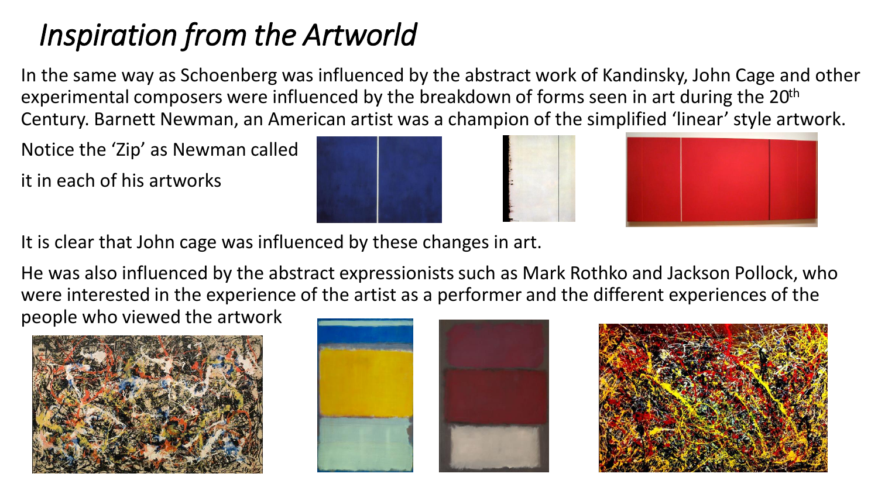# *Inspiration from the Artworld*

In the same way as Schoenberg was influenced by the abstract work of Kandinsky, John Cage and other experimental composers were influenced by the breakdown of forms seen in art during the 20th Century. Barnett Newman, an American artist was a champion of the simplified 'linear' style artwork.

Notice the 'Zip' as Newman called it in each of his artworks

It is clear that John cage was influenced by these changes in art.

He was also influenced by the abstract expressionists such as Mark Rothko and Jackson Pollock, who were interested in the experience of the artist as a performer and the different experiences of the people who viewed the artwork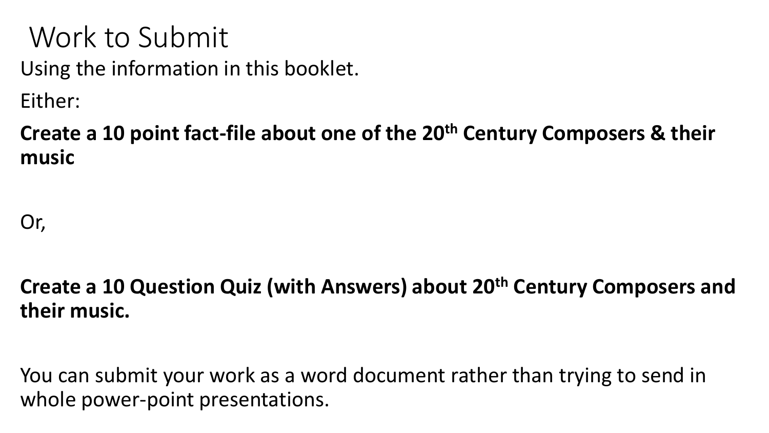# Work to Submit

Using the information in this booklet.

Either:

**Create a 10 point fact-file about one of the 20th Century Composers & their music**

Or,

**Create a 10 Question Quiz (with Answers) about 20th Century Composers and their music.**

You can submit your work as a word document rather than trying to send in whole power-point presentations.